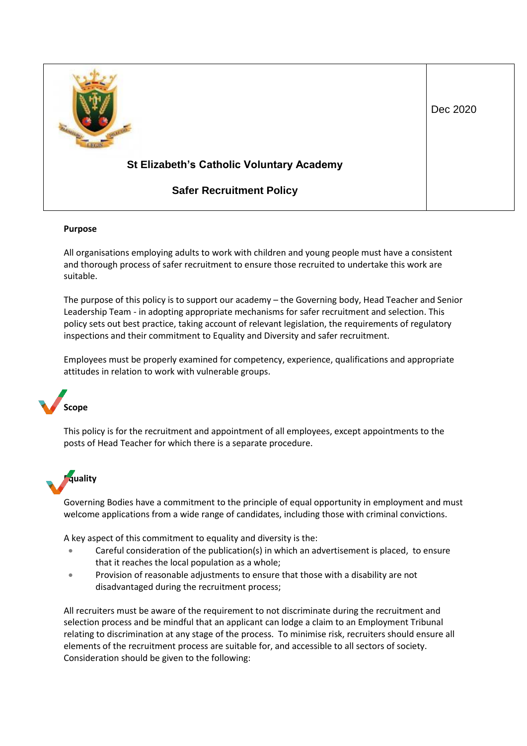| St Elizabeth's Catholic Voluntary Academy<br><br>Safer Recruitment Policy | Dec 2020 |
|---|---|

**Purpose**

All organisations employing adults to work with children and young people must have a consistent and thorough process of safer recruitment to ensure those recruited to undertake this work are suitable.

The purpose of this policy is to support our academy – the Governing body, Head Teacher and Senior Leadership Team - in adopting appropriate mechanisms for safer recruitment and selection. This policy sets out best practice, taking account of relevant legislation, the requirements of regulatory inspections and their commitment to Equality and Diversity and safer recruitment.

Employees must be properly examined for competency, experience, qualifications and appropriate attitudes in relation to work with vulnerable groups.

**Scope**

This policy is for the recruitment and appointment of all employees, except appointments to the posts of Head Teacher for which there is a separate procedure.

**Equality**

Governing Bodies have a commitment to the principle of equal opportunity in employment and must welcome applications from a wide range of candidates, including those with criminal convictions.

A key aspect of this commitment to equality and diversity is the:

- Careful consideration of the publication(s) in which an advertisement is placed, to ensure that it reaches the local population as a whole;
- Provision of reasonable adjustments to ensure that those with a disability are not disadvantaged during the recruitment process;

All recruiters must be aware of the requirement to not discriminate during the recruitment and selection process and be mindful that an applicant can lodge a claim to an Employment Tribunal relating to discrimination at any stage of the process. To minimise risk, recruiters should ensure all elements of the recruitment process are suitable for, and accessible to all sectors of society. Consideration should be given to the following: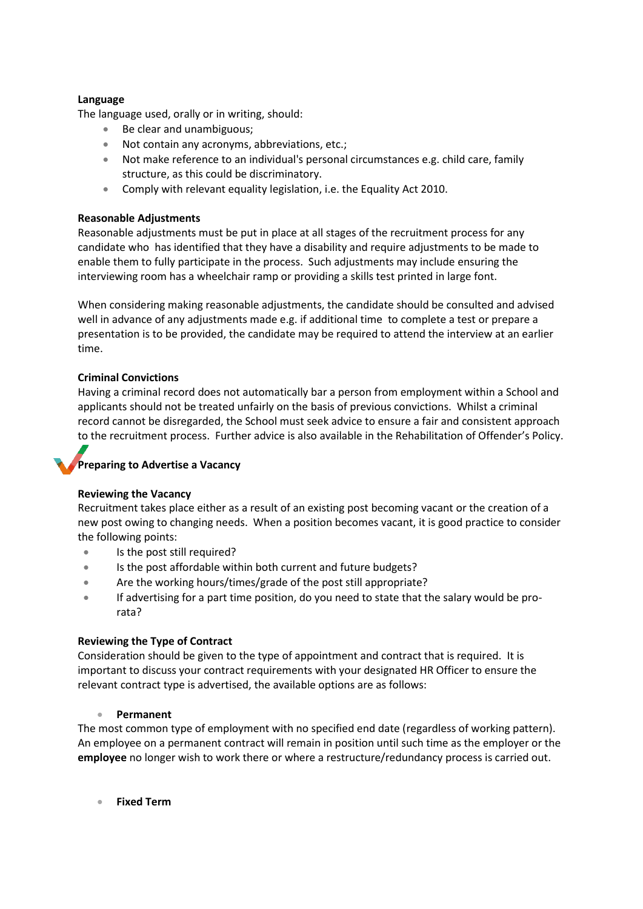**Language**

The language used, orally or in writing, should:

- Be clear and unambiguous;
- Not contain any acronyms, abbreviations, etc.;
- Not make reference to an individual's personal circumstances e.g. child care, family structure, as this could be discriminatory.
- Comply with relevant equality legislation, i.e. the Equality Act 2010.

**Reasonable Adjustments**

Reasonable adjustments must be put in place at all stages of the recruitment process for any candidate who has identified that they have a disability and require adjustments to be made to enable them to fully participate in the process. Such adjustments may include ensuring the interviewing room has a wheelchair ramp or providing a skills test printed in large font.

When considering making reasonable adjustments, the candidate should be consulted and advised well in advance of any adjustments made e.g. if additional time to complete a test or prepare a presentation is to be provided, the candidate may be required to attend the interview at an earlier time.

**Criminal Convictions**

Having a criminal record does not automatically bar a person from employment within a School and applicants should not be treated unfairly on the basis of previous convictions. Whilst a criminal record cannot be disregarded, the School must seek advice to ensure a fair and consistent approach to the recruitment process. Further advice is also available in the Rehabilitation of Offender's Policy.

## Preparing to Advertise a Vacancy

**Reviewing the Vacancy**

Recruitment takes place either as a result of an existing post becoming vacant or the creation of a new post owing to changing needs. When a position becomes vacant, it is good practice to consider the following points:

- Is the post still required?
- Is the post affordable within both current and future budgets?
- Are the working hours/times/grade of the post still appropriate?
- If advertising for a part time position, do you need to state that the salary would be pro-rata?

**Reviewing the Type of Contract**

Consideration should be given to the type of appointment and contract that is required. It is important to discuss your contract requirements with your designated HR Officer to ensure the relevant contract type is advertised, the available options are as follows:

- **Permanent**

The most common type of employment with no specified end date (regardless of working pattern). An employee on a permanent contract will remain in position until such time as the employer or the **employee** no longer wish to work there or where a restructure/redundancy process is carried out.

- **Fixed Term**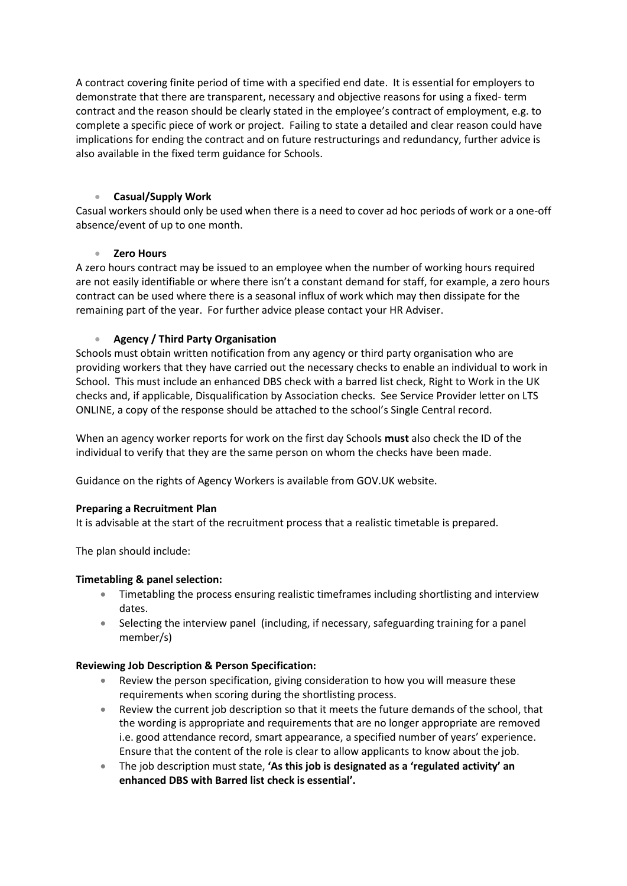A contract covering finite period of time with a specified end date. It is essential for employers to demonstrate that there are transparent, necessary and objective reasons for using a fixed- term contract and the reason should be clearly stated in the employee's contract of employment, e.g. to complete a specific piece of work or project. Failing to state a detailed and clear reason could have implications for ending the contract and on future restructurings and redundancy, further advice is also available in the fixed term guidance for Schools.

- **Casual/Supply Work**

Casual workers should only be used when there is a need to cover ad hoc periods of work or a one-off absence/event of up to one month.

- **Zero Hours**

A zero hours contract may be issued to an employee when the number of working hours required are not easily identifiable or where there isn't a constant demand for staff, for example, a zero hours contract can be used where there is a seasonal influx of work which may then dissipate for the remaining part of the year. For further advice please contact your HR Adviser.

- **Agency / Third Party Organisation**

Schools must obtain written notification from any agency or third party organisation who are providing workers that they have carried out the necessary checks to enable an individual to work in School. This must include an enhanced DBS check with a barred list check, Right to Work in the UK checks and, if applicable, Disqualification by Association checks. See Service Provider letter on LTS ONLINE, a copy of the response should be attached to the school's Single Central record.

When an agency worker reports for work on the first day Schools **must** also check the ID of the individual to verify that they are the same person on whom the checks have been made.

Guidance on the rights of Agency Workers is available from GOV.UK website.

**Preparing a Recruitment Plan**

It is advisable at the start of the recruitment process that a realistic timetable is prepared.

The plan should include:

**Timetabling & panel selection:**

- Timetabling the process ensuring realistic timeframes including shortlisting and interview dates.
- Selecting the interview panel (including, if necessary, safeguarding training for a panel member/s)

**Reviewing Job Description & Person Specification:**

- Review the person specification, giving consideration to how you will measure these requirements when scoring during the shortlisting process.
- Review the current job description so that it meets the future demands of the school, that the wording is appropriate and requirements that are no longer appropriate are removed i.e. good attendance record, smart appearance, a specified number of years' experience. Ensure that the content of the role is clear to allow applicants to know about the job.
- The job description must state, **'As this job is designated as a 'regulated activity' an enhanced DBS with Barred list check is essential'.**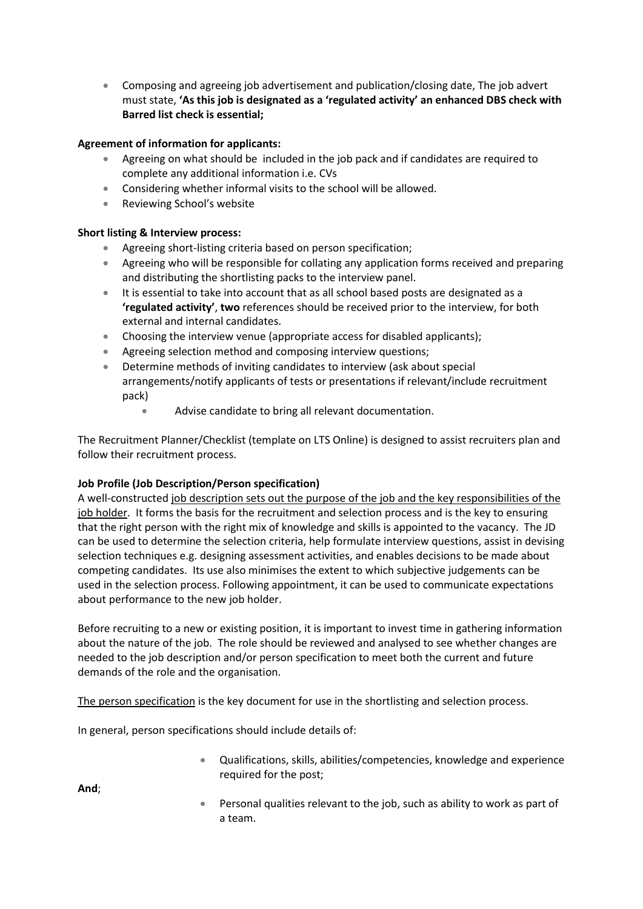- Composing and agreeing job advertisement and publication/closing date, The job advert must state, **'As this job is designated as a 'regulated activity' an enhanced DBS check with Barred list check is essential;**

**Agreement of information for applicants:**

- Agreeing on what should be included in the job pack and if candidates are required to complete any additional information i.e. CVs
- Considering whether informal visits to the school will be allowed.
- Reviewing School's website

**Short listing & Interview process:**

- Agreeing short-listing criteria based on person specification;
- Agreeing who will be responsible for collating any application forms received and preparing and distributing the shortlisting packs to the interview panel.
- It is essential to take into account that as all school based posts are designated as a **'regulated activity'**, **two** references should be received prior to the interview, for both external and internal candidates.
- Choosing the interview venue (appropriate access for disabled applicants);
- Agreeing selection method and composing interview questions;
- Determine methods of inviting candidates to interview (ask about special arrangements/notify applicants of tests or presentations if relevant/include recruitment pack)
    - Advise candidate to bring all relevant documentation.

The Recruitment Planner/Checklist (template on LTS Online) is designed to assist recruiters plan and follow their recruitment process.

**Job Profile (Job Description/Person specification)**

A well-constructed job description sets out the purpose of the job and the key responsibilities of the job holder. It forms the basis for the recruitment and selection process and is the key to ensuring that the right person with the right mix of knowledge and skills is appointed to the vacancy. The JD can be used to determine the selection criteria, help formulate interview questions, assist in devising selection techniques e.g. designing assessment activities, and enables decisions to be made about competing candidates. Its use also minimises the extent to which subjective judgements can be used in the selection process. Following appointment, it can be used to communicate expectations about performance to the new job holder.

Before recruiting to a new or existing position, it is important to invest time in gathering information about the nature of the job. The role should be reviewed and analysed to see whether changes are needed to the job description and/or person specification to meet both the current and future demands of the role and the organisation.

The person specification is the key document for use in the shortlisting and selection process.

In general, person specifications should include details of:

- Qualifications, skills, abilities/competencies, knowledge and experience required for the post;

**And**;

- Personal qualities relevant to the job, such as ability to work as part of a team.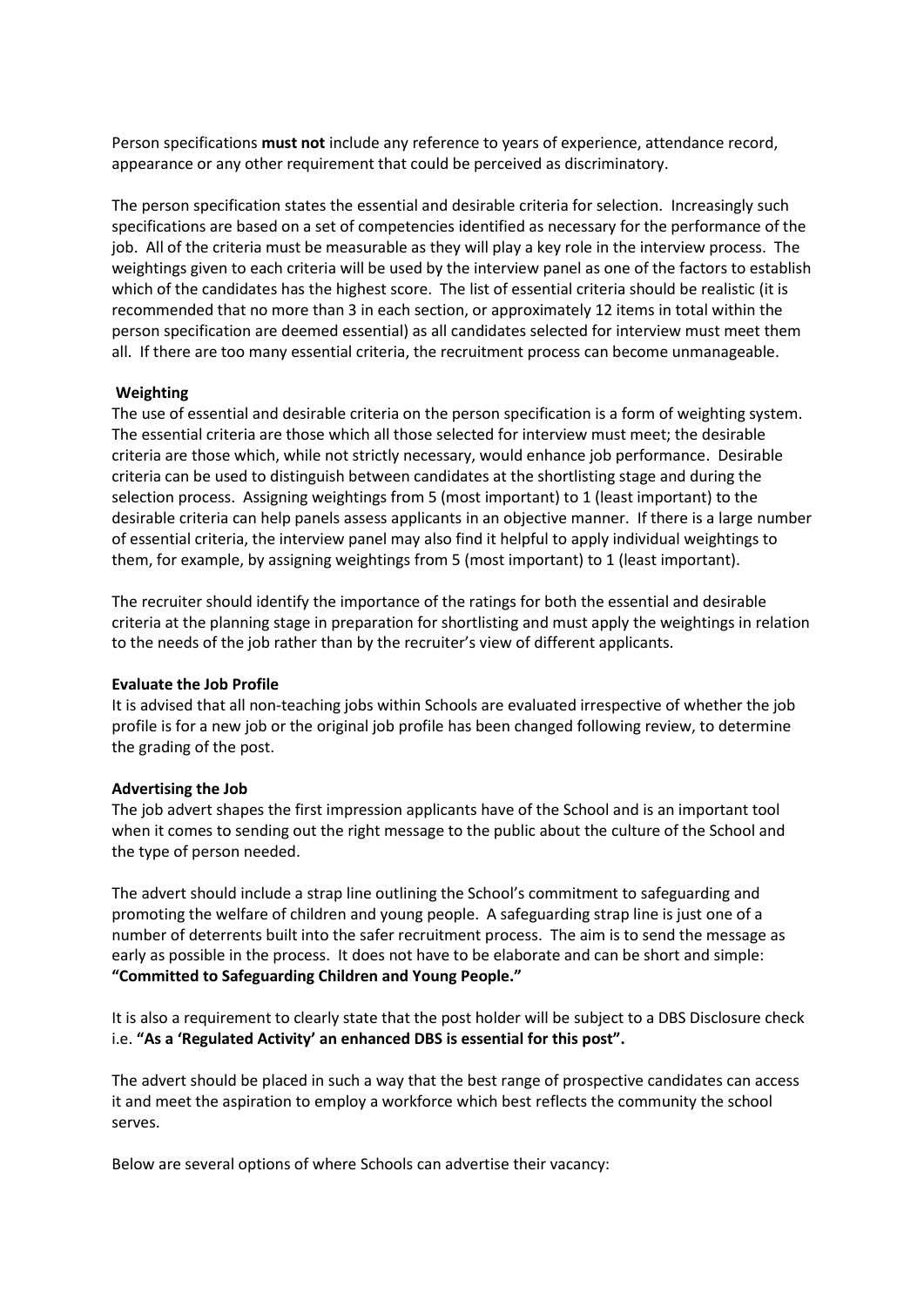Person specifications **must not** include any reference to years of experience, attendance record, appearance or any other requirement that could be perceived as discriminatory.

The person specification states the essential and desirable criteria for selection. Increasingly such specifications are based on a set of competencies identified as necessary for the performance of the job. All of the criteria must be measurable as they will play a key role in the interview process. The weightings given to each criteria will be used by the interview panel as one of the factors to establish which of the candidates has the highest score. The list of essential criteria should be realistic (it is recommended that no more than 3 in each section, or approximately 12 items in total within the person specification are deemed essential) as all candidates selected for interview must meet them all. If there are too many essential criteria, the recruitment process can become unmanageable.

**Weighting**

The use of essential and desirable criteria on the person specification is a form of weighting system. The essential criteria are those which all those selected for interview must meet; the desirable criteria are those which, while not strictly necessary, would enhance job performance. Desirable criteria can be used to distinguish between candidates at the shortlisting stage and during the selection process. Assigning weightings from 5 (most important) to 1 (least important) to the desirable criteria can help panels assess applicants in an objective manner. If there is a large number of essential criteria, the interview panel may also find it helpful to apply individual weightings to them, for example, by assigning weightings from 5 (most important) to 1 (least important).

The recruiter should identify the importance of the ratings for both the essential and desirable criteria at the planning stage in preparation for shortlisting and must apply the weightings in relation to the needs of the job rather than by the recruiter's view of different applicants.

**Evaluate the Job Profile**

It is advised that all non-teaching jobs within Schools are evaluated irrespective of whether the job profile is for a new job or the original job profile has been changed following review, to determine the grading of the post.

**Advertising the Job**

The job advert shapes the first impression applicants have of the School and is an important tool when it comes to sending out the right message to the public about the culture of the School and the type of person needed.

The advert should include a strap line outlining the School's commitment to safeguarding and promoting the welfare of children and young people. A safeguarding strap line is just one of a number of deterrents built into the safer recruitment process. The aim is to send the message as early as possible in the process. It does not have to be elaborate and can be short and simple: **"Committed to Safeguarding Children and Young People."**

It is also a requirement to clearly state that the post holder will be subject to a DBS Disclosure check i.e. **"As a 'Regulated Activity' an enhanced DBS is essential for this post".**

The advert should be placed in such a way that the best range of prospective candidates can access it and meet the aspiration to employ a workforce which best reflects the community the school serves.

Below are several options of where Schools can advertise their vacancy: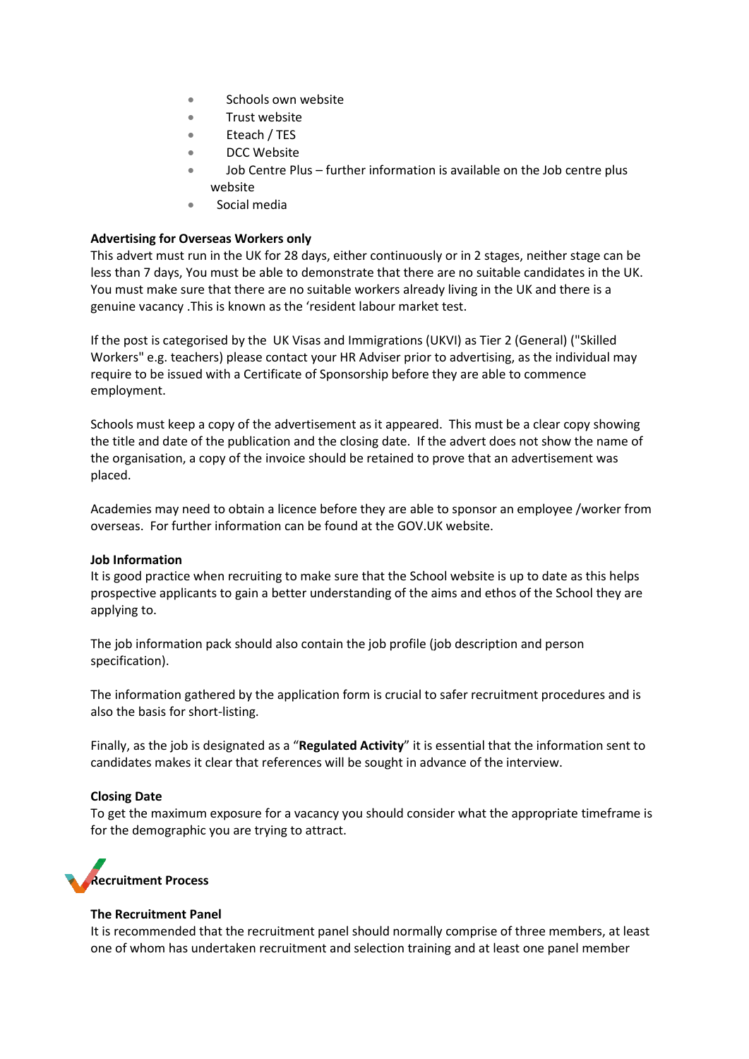- Schools own website
- Trust website
- Eteach / TES
- DCC Website
- Job Centre Plus – further information is available on the Job centre plus website
- Social media

**Advertising for Overseas Workers only**
This advert must run in the UK for 28 days, either continuously or in 2 stages, neither stage can be less than 7 days, You must be able to demonstrate that there are no suitable candidates in the UK. You must make sure that there are no suitable workers already living in the UK and there is a genuine vacancy .This is known as the 'resident labour market test.

If the post is categorised by the UK Visas and Immigrations (UKVI) as Tier 2 (General) ("Skilled Workers" e.g. teachers) please contact your HR Adviser prior to advertising, as the individual may require to be issued with a Certificate of Sponsorship before they are able to commence employment.

Schools must keep a copy of the advertisement as it appeared. This must be a clear copy showing the title and date of the publication and the closing date. If the advert does not show the name of the organisation, a copy of the invoice should be retained to prove that an advertisement was placed.

Academies may need to obtain a licence before they are able to sponsor an employee /worker from overseas. For further information can be found at the GOV.UK website.

**Job Information**
It is good practice when recruiting to make sure that the School website is up to date as this helps prospective applicants to gain a better understanding of the aims and ethos of the School they are applying to.

The job information pack should also contain the job profile (job description and person specification).

The information gathered by the application form is crucial to safer recruitment procedures and is also the basis for short-listing.

Finally, as the job is designated as a "**Regulated Activity**" it is essential that the information sent to candidates makes it clear that references will be sought in advance of the interview.

**Closing Date**
To get the maximum exposure for a vacancy you should consider what the appropriate timeframe is for the demographic you are trying to attract.

## Recruitment Process

**The Recruitment Panel**
It is recommended that the recruitment panel should normally comprise of three members, at least one of whom has undertaken recruitment and selection training and at least one panel member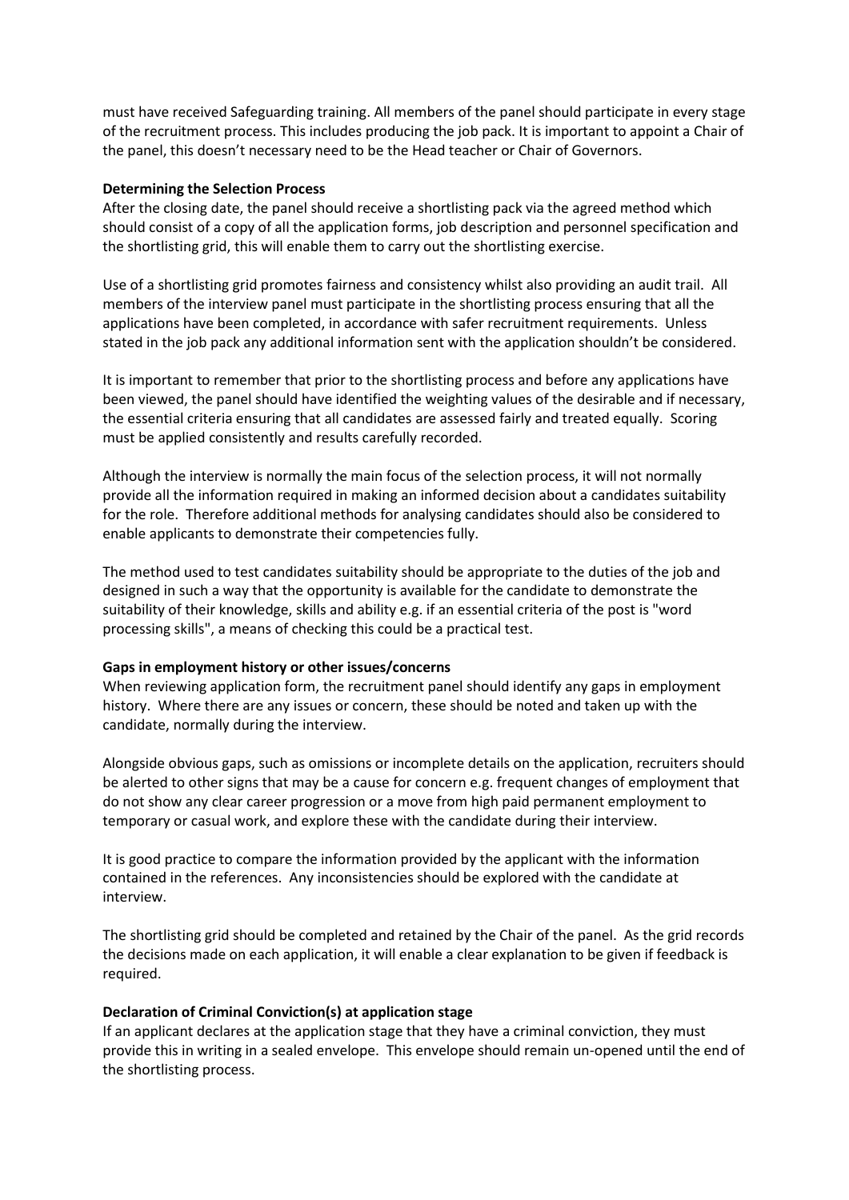must have received Safeguarding training. All members of the panel should participate in every stage of the recruitment process. This includes producing the job pack. It is important to appoint a Chair of the panel, this doesn't necessary need to be the Head teacher or Chair of Governors.

**Determining the Selection Process**

After the closing date, the panel should receive a shortlisting pack via the agreed method which should consist of a copy of all the application forms, job description and personnel specification and the shortlisting grid, this will enable them to carry out the shortlisting exercise.

Use of a shortlisting grid promotes fairness and consistency whilst also providing an audit trail. All members of the interview panel must participate in the shortlisting process ensuring that all the applications have been completed, in accordance with safer recruitment requirements. Unless stated in the job pack any additional information sent with the application shouldn't be considered.

It is important to remember that prior to the shortlisting process and before any applications have been viewed, the panel should have identified the weighting values of the desirable and if necessary, the essential criteria ensuring that all candidates are assessed fairly and treated equally. Scoring must be applied consistently and results carefully recorded.

Although the interview is normally the main focus of the selection process, it will not normally provide all the information required in making an informed decision about a candidates suitability for the role. Therefore additional methods for analysing candidates should also be considered to enable applicants to demonstrate their competencies fully.

The method used to test candidates suitability should be appropriate to the duties of the job and designed in such a way that the opportunity is available for the candidate to demonstrate the suitability of their knowledge, skills and ability e.g. if an essential criteria of the post is "word processing skills", a means of checking this could be a practical test.

**Gaps in employment history or other issues/concerns**

When reviewing application form, the recruitment panel should identify any gaps in employment history. Where there are any issues or concern, these should be noted and taken up with the candidate, normally during the interview.

Alongside obvious gaps, such as omissions or incomplete details on the application, recruiters should be alerted to other signs that may be a cause for concern e.g. frequent changes of employment that do not show any clear career progression or a move from high paid permanent employment to temporary or casual work, and explore these with the candidate during their interview.

It is good practice to compare the information provided by the applicant with the information contained in the references. Any inconsistencies should be explored with the candidate at interview.

The shortlisting grid should be completed and retained by the Chair of the panel. As the grid records the decisions made on each application, it will enable a clear explanation to be given if feedback is required.

**Declaration of Criminal Conviction(s) at application stage**

If an applicant declares at the application stage that they have a criminal conviction, they must provide this in writing in a sealed envelope. This envelope should remain un-opened until the end of the shortlisting process.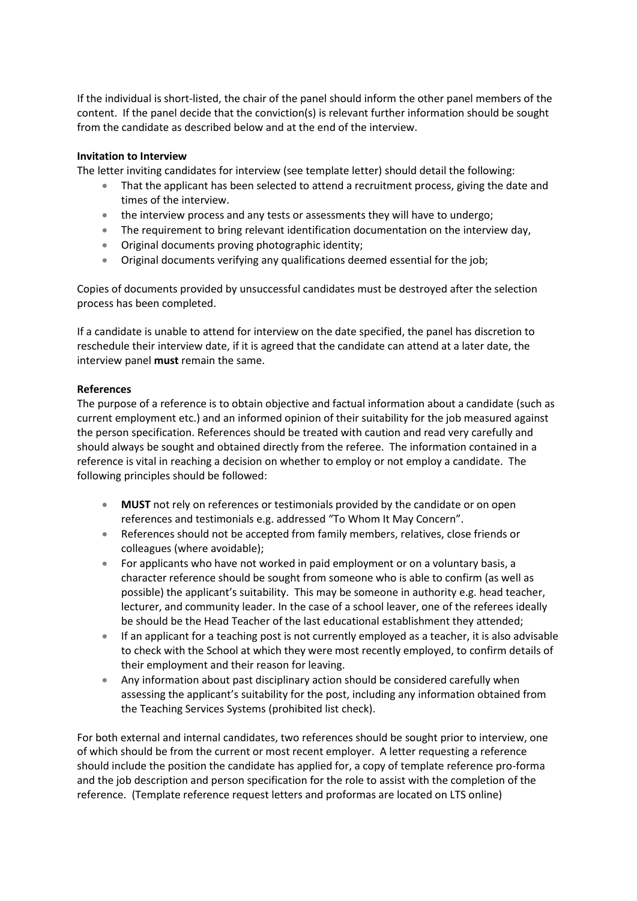If the individual is short-listed, the chair of the panel should inform the other panel members of the content. If the panel decide that the conviction(s) is relevant further information should be sought from the candidate as described below and at the end of the interview.

**Invitation to Interview**

The letter inviting candidates for interview (see template letter) should detail the following:

- That the applicant has been selected to attend a recruitment process, giving the date and times of the interview.
- the interview process and any tests or assessments they will have to undergo;
- The requirement to bring relevant identification documentation on the interview day,
- Original documents proving photographic identity;
- Original documents verifying any qualifications deemed essential for the job;

Copies of documents provided by unsuccessful candidates must be destroyed after the selection process has been completed.

If a candidate is unable to attend for interview on the date specified, the panel has discretion to reschedule their interview date, if it is agreed that the candidate can attend at a later date, the interview panel **must** remain the same.

**References**

The purpose of a reference is to obtain objective and factual information about a candidate (such as current employment etc.) and an informed opinion of their suitability for the job measured against the person specification. References should be treated with caution and read very carefully and should always be sought and obtained directly from the referee. The information contained in a reference is vital in reaching a decision on whether to employ or not employ a candidate. The following principles should be followed:

- **MUST** not rely on references or testimonials provided by the candidate or on open references and testimonials e.g. addressed "To Whom It May Concern".
- References should not be accepted from family members, relatives, close friends or colleagues (where avoidable);
- For applicants who have not worked in paid employment or on a voluntary basis, a character reference should be sought from someone who is able to confirm (as well as possible) the applicant's suitability. This may be someone in authority e.g. head teacher, lecturer, and community leader. In the case of a school leaver, one of the referees ideally be should be the Head Teacher of the last educational establishment they attended;
- If an applicant for a teaching post is not currently employed as a teacher, it is also advisable to check with the School at which they were most recently employed, to confirm details of their employment and their reason for leaving.
- Any information about past disciplinary action should be considered carefully when assessing the applicant's suitability for the post, including any information obtained from the Teaching Services Systems (prohibited list check).

For both external and internal candidates, two references should be sought prior to interview, one of which should be from the current or most recent employer. A letter requesting a reference should include the position the candidate has applied for, a copy of template reference pro-forma and the job description and person specification for the role to assist with the completion of the reference. (Template reference request letters and proformas are located on LTS online)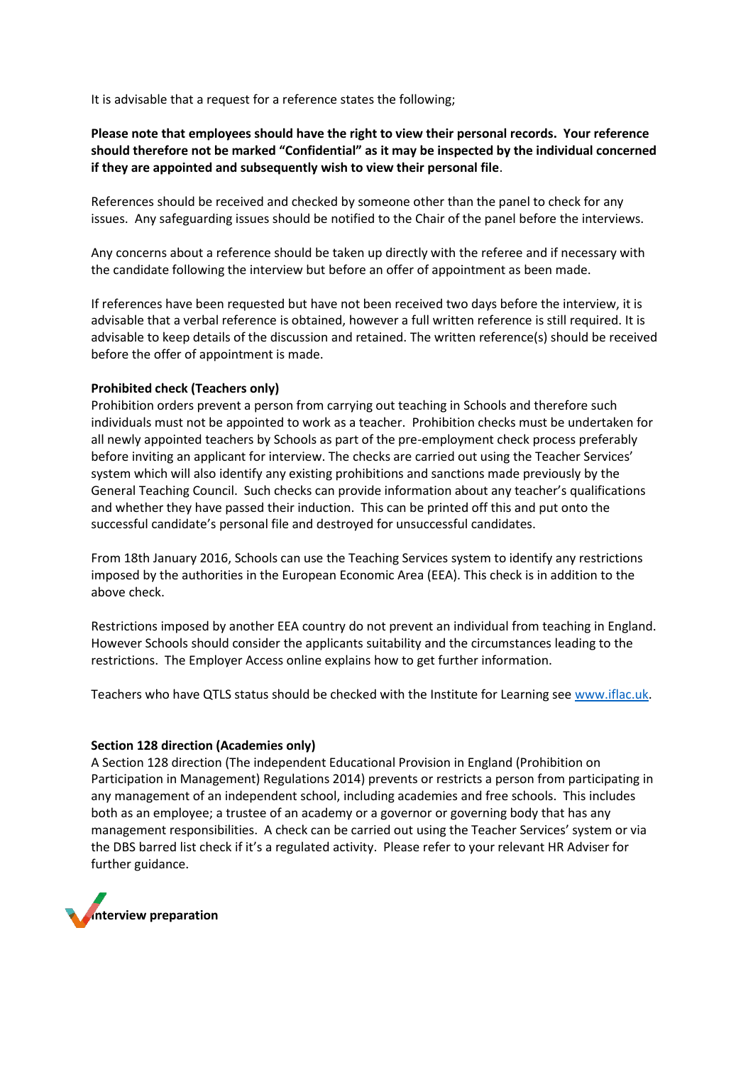It is advisable that a request for a reference states the following;

**Please note that employees should have the right to view their personal records. Your reference should therefore not be marked "Confidential" as it may be inspected by the individual concerned if they are appointed and subsequently wish to view their personal file**.

References should be received and checked by someone other than the panel to check for any issues. Any safeguarding issues should be notified to the Chair of the panel before the interviews.

Any concerns about a reference should be taken up directly with the referee and if necessary with the candidate following the interview but before an offer of appointment as been made.

If references have been requested but have not been received two days before the interview, it is advisable that a verbal reference is obtained, however a full written reference is still required. It is advisable to keep details of the discussion and retained. The written reference(s) should be received before the offer of appointment is made.

**Prohibited check (Teachers only)**

Prohibition orders prevent a person from carrying out teaching in Schools and therefore such individuals must not be appointed to work as a teacher. Prohibition checks must be undertaken for all newly appointed teachers by Schools as part of the pre-employment check process preferably before inviting an applicant for interview. The checks are carried out using the Teacher Services' system which will also identify any existing prohibitions and sanctions made previously by the General Teaching Council. Such checks can provide information about any teacher's qualifications and whether they have passed their induction. This can be printed off this and put onto the successful candidate's personal file and destroyed for unsuccessful candidates.

From 18th January 2016, Schools can use the Teaching Services system to identify any restrictions imposed by the authorities in the European Economic Area (EEA). This check is in addition to the above check.

Restrictions imposed by another EEA country do not prevent an individual from teaching in England. However Schools should consider the applicants suitability and the circumstances leading to the restrictions. The Employer Access online explains how to get further information.

Teachers who have QTLS status should be checked with the Institute for Learning see [www.iflac.uk](www.iflac.uk).

**Section 128 direction (Academies only)**

A Section 128 direction (The independent Educational Provision in England (Prohibition on Participation in Management) Regulations 2014) prevents or restricts a person from participating in any management of an independent school, including academies and free schools. This includes both as an employee; a trustee of an academy or a governor or governing body that has any management responsibilities. A check can be carried out using the Teacher Services' system or via the DBS barred list check if it's a regulated activity. Please refer to your relevant HR Adviser for further guidance.

## Interview preparation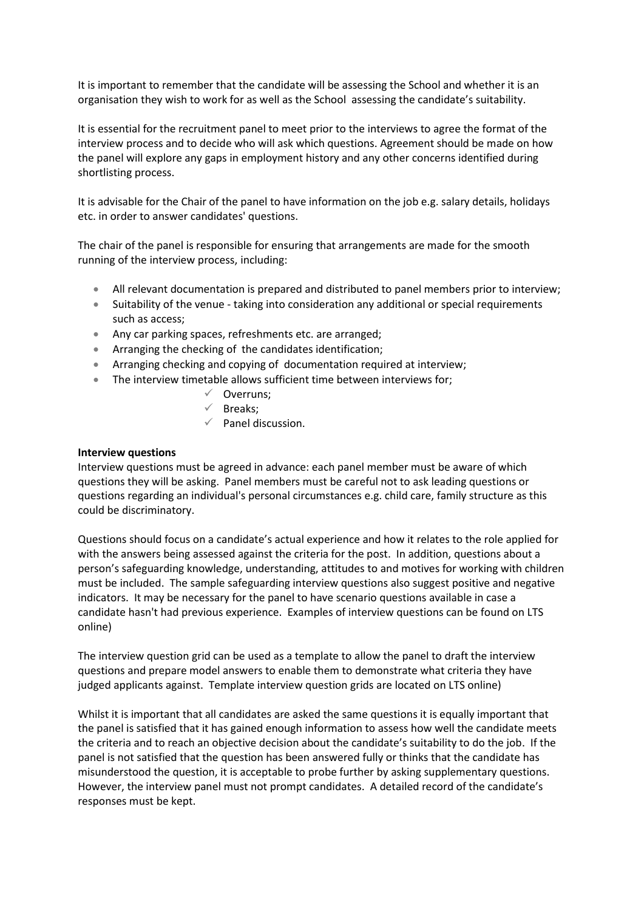It is important to remember that the candidate will be assessing the School and whether it is an organisation they wish to work for as well as the School assessing the candidate's suitability.

It is essential for the recruitment panel to meet prior to the interviews to agree the format of the interview process and to decide who will ask which questions. Agreement should be made on how the panel will explore any gaps in employment history and any other concerns identified during shortlisting process.

It is advisable for the Chair of the panel to have information on the job e.g. salary details, holidays etc. in order to answer candidates' questions.

The chair of the panel is responsible for ensuring that arrangements are made for the smooth running of the interview process, including:

- All relevant documentation is prepared and distributed to panel members prior to interview;
- Suitability of the venue - taking into consideration any additional or special requirements such as access;
- Any car parking spaces, refreshments etc. are arranged;
- Arranging the checking of the candidates identification;
- Arranging checking and copying of documentation required at interview;
- The interview timetable allows sufficient time between interviews for;
    - ✓ Overruns;
    - ✓ Breaks;
    - ✓ Panel discussion.

**Interview questions**

Interview questions must be agreed in advance: each panel member must be aware of which questions they will be asking. Panel members must be careful not to ask leading questions or questions regarding an individual's personal circumstances e.g. child care, family structure as this could be discriminatory.

Questions should focus on a candidate's actual experience and how it relates to the role applied for with the answers being assessed against the criteria for the post. In addition, questions about a person's safeguarding knowledge, understanding, attitudes to and motives for working with children must be included. The sample safeguarding interview questions also suggest positive and negative indicators. It may be necessary for the panel to have scenario questions available in case a candidate hasn't had previous experience. Examples of interview questions can be found on LTS online)

The interview question grid can be used as a template to allow the panel to draft the interview questions and prepare model answers to enable them to demonstrate what criteria they have judged applicants against. Template interview question grids are located on LTS online)

Whilst it is important that all candidates are asked the same questions it is equally important that the panel is satisfied that it has gained enough information to assess how well the candidate meets the criteria and to reach an objective decision about the candidate's suitability to do the job. If the panel is not satisfied that the question has been answered fully or thinks that the candidate has misunderstood the question, it is acceptable to probe further by asking supplementary questions. However, the interview panel must not prompt candidates. A detailed record of the candidate's responses must be kept.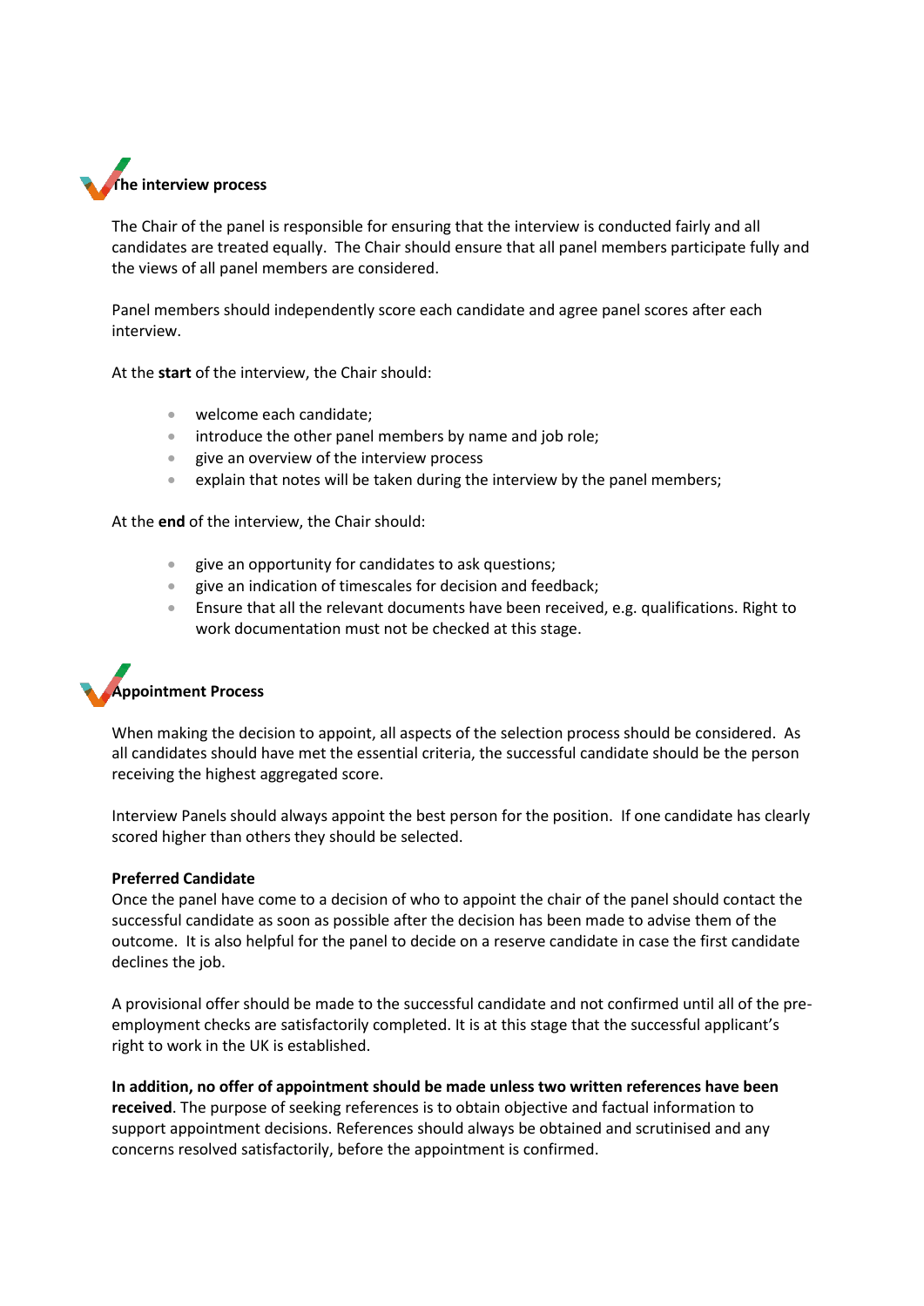## The interview process

The Chair of the panel is responsible for ensuring that the interview is conducted fairly and all candidates are treated equally. The Chair should ensure that all panel members participate fully and the views of all panel members are considered.

Panel members should independently score each candidate and agree panel scores after each interview.

At the **start** of the interview, the Chair should:

- welcome each candidate;
- introduce the other panel members by name and job role;
- give an overview of the interview process
- explain that notes will be taken during the interview by the panel members;

At the **end** of the interview, the Chair should:

- give an opportunity for candidates to ask questions;
- give an indication of timescales for decision and feedback;
- Ensure that all the relevant documents have been received, e.g. qualifications. Right to work documentation must not be checked at this stage.

## Appointment Process

When making the decision to appoint, all aspects of the selection process should be considered. As all candidates should have met the essential criteria, the successful candidate should be the person receiving the highest aggregated score.

Interview Panels should always appoint the best person for the position. If one candidate has clearly scored higher than others they should be selected.

**Preferred Candidate**
Once the panel have come to a decision of who to appoint the chair of the panel should contact the successful candidate as soon as possible after the decision has been made to advise them of the outcome. It is also helpful for the panel to decide on a reserve candidate in case the first candidate declines the job.

A provisional offer should be made to the successful candidate and not confirmed until all of the pre-employment checks are satisfactorily completed. It is at this stage that the successful applicant's right to work in the UK is established.

**In addition, no offer of appointment should be made unless two written references have been received**. The purpose of seeking references is to obtain objective and factual information to support appointment decisions. References should always be obtained and scrutinised and any concerns resolved satisfactorily, before the appointment is confirmed.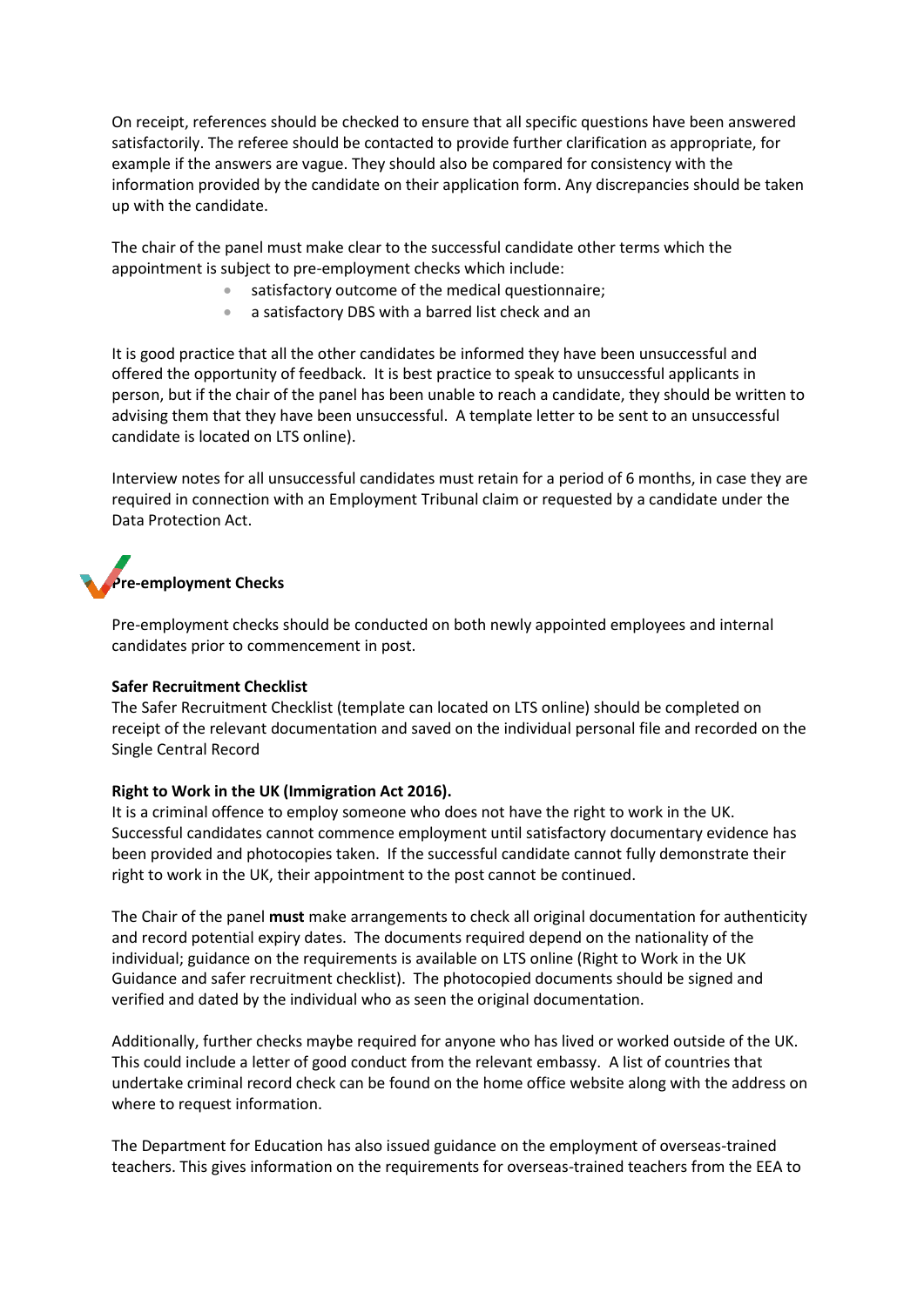On receipt, references should be checked to ensure that all specific questions have been answered satisfactorily. The referee should be contacted to provide further clarification as appropriate, for example if the answers are vague. They should also be compared for consistency with the information provided by the candidate on their application form. Any discrepancies should be taken up with the candidate.

The chair of the panel must make clear to the successful candidate other terms which the appointment is subject to pre-employment checks which include:

- satisfactory outcome of the medical questionnaire;
- a satisfactory DBS with a barred list check and an

It is good practice that all the other candidates be informed they have been unsuccessful and offered the opportunity of feedback. It is best practice to speak to unsuccessful applicants in person, but if the chair of the panel has been unable to reach a candidate, they should be written to advising them that they have been unsuccessful. A template letter to be sent to an unsuccessful candidate is located on LTS online).

Interview notes for all unsuccessful candidates must retain for a period of 6 months, in case they are required in connection with an Employment Tribunal claim or requested by a candidate under the Data Protection Act.

## Pre-employment Checks

Pre-employment checks should be conducted on both newly appointed employees and internal candidates prior to commencement in post.

**Safer Recruitment Checklist**
The Safer Recruitment Checklist (template can located on LTS online) should be completed on receipt of the relevant documentation and saved on the individual personal file and recorded on the Single Central Record

**Right to Work in the UK (Immigration Act 2016).**
It is a criminal offence to employ someone who does not have the right to work in the UK. Successful candidates cannot commence employment until satisfactory documentary evidence has been provided and photocopies taken. If the successful candidate cannot fully demonstrate their right to work in the UK, their appointment to the post cannot be continued.

The Chair of the panel **must** make arrangements to check all original documentation for authenticity and record potential expiry dates. The documents required depend on the nationality of the individual; guidance on the requirements is available on LTS online (Right to Work in the UK Guidance and safer recruitment checklist). The photocopied documents should be signed and verified and dated by the individual who as seen the original documentation.

Additionally, further checks maybe required for anyone who has lived or worked outside of the UK. This could include a letter of good conduct from the relevant embassy. A list of countries that undertake criminal record check can be found on the home office website along with the address on where to request information.

The Department for Education has also issued guidance on the employment of overseas-trained teachers. This gives information on the requirements for overseas-trained teachers from the EEA to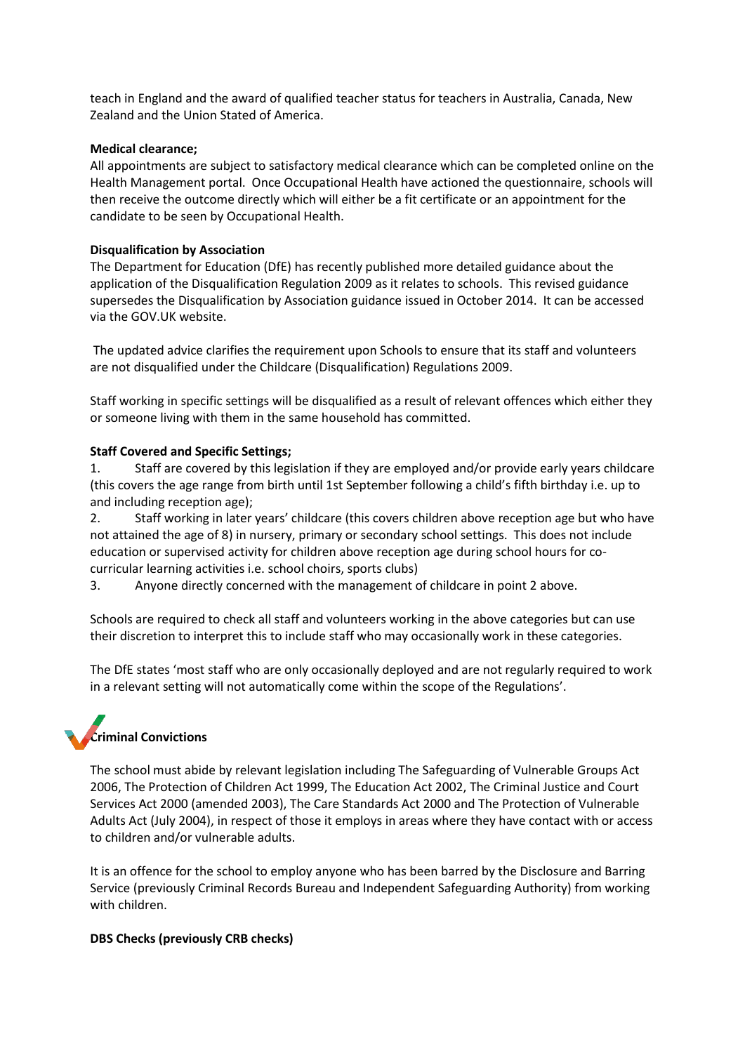teach in England and the award of qualified teacher status for teachers in Australia, Canada, New Zealand and the Union Stated of America.

**Medical clearance;**

All appointments are subject to satisfactory medical clearance which can be completed online on the Health Management portal. Once Occupational Health have actioned the questionnaire, schools will then receive the outcome directly which will either be a fit certificate or an appointment for the candidate to be seen by Occupational Health.

**Disqualification by Association**

The Department for Education (DfE) has recently published more detailed guidance about the application of the Disqualification Regulation 2009 as it relates to schools. This revised guidance supersedes the Disqualification by Association guidance issued in October 2014. It can be accessed via the GOV.UK website.

The updated advice clarifies the requirement upon Schools to ensure that its staff and volunteers are not disqualified under the Childcare (Disqualification) Regulations 2009.

Staff working in specific settings will be disqualified as a result of relevant offences which either they or someone living with them in the same household has committed.

**Staff Covered and Specific Settings;**

1. Staff are covered by this legislation if they are employed and/or provide early years childcare (this covers the age range from birth until 1st September following a child's fifth birthday i.e. up to and including reception age);
2. Staff working in later years' childcare (this covers children above reception age but who have not attained the age of 8) in nursery, primary or secondary school settings. This does not include education or supervised activity for children above reception age during school hours for co-curricular learning activities i.e. school choirs, sports clubs)
3. Anyone directly concerned with the management of childcare in point 2 above.

Schools are required to check all staff and volunteers working in the above categories but can use their discretion to interpret this to include staff who may occasionally work in these categories.

The DfE states 'most staff who are only occasionally deployed and are not regularly required to work in a relevant setting will not automatically come within the scope of the Regulations'.

## Criminal Convictions

The school must abide by relevant legislation including The Safeguarding of Vulnerable Groups Act 2006, The Protection of Children Act 1999, The Education Act 2002, The Criminal Justice and Court Services Act 2000 (amended 2003), The Care Standards Act 2000 and The Protection of Vulnerable Adults Act (July 2004), in respect of those it employs in areas where they have contact with or access to children and/or vulnerable adults.

It is an offence for the school to employ anyone who has been barred by the Disclosure and Barring Service (previously Criminal Records Bureau and Independent Safeguarding Authority) from working with children.

**DBS Checks (previously CRB checks)**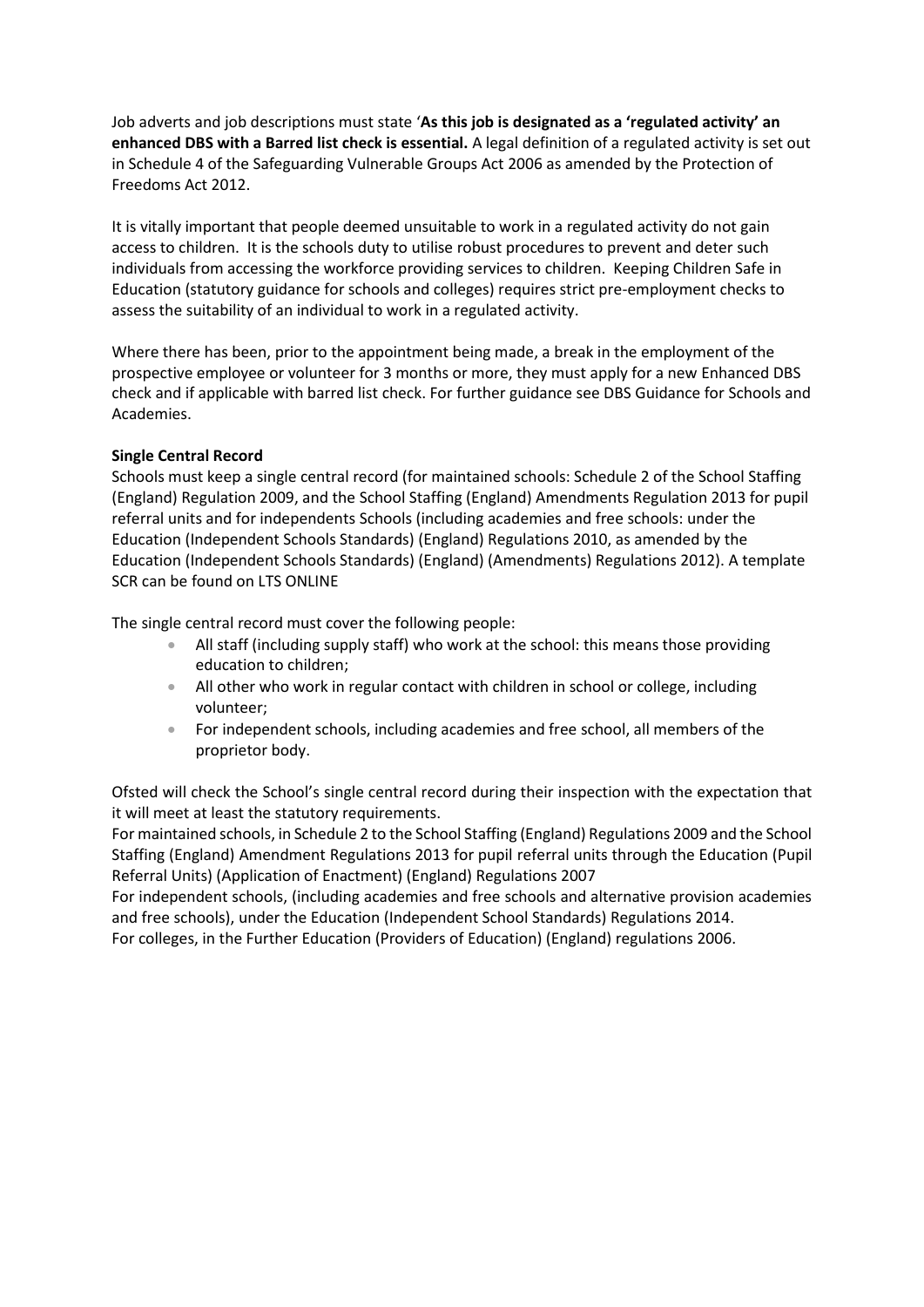Job adverts and job descriptions must state '**As this job is designated as a 'regulated activity' an enhanced DBS with a Barred list check is essential.** A legal definition of a regulated activity is set out in Schedule 4 of the Safeguarding Vulnerable Groups Act 2006 as amended by the Protection of Freedoms Act 2012.

It is vitally important that people deemed unsuitable to work in a regulated activity do not gain access to children. It is the schools duty to utilise robust procedures to prevent and deter such individuals from accessing the workforce providing services to children. Keeping Children Safe in Education (statutory guidance for schools and colleges) requires strict pre-employment checks to assess the suitability of an individual to work in a regulated activity.

Where there has been, prior to the appointment being made, a break in the employment of the prospective employee or volunteer for 3 months or more, they must apply for a new Enhanced DBS check and if applicable with barred list check. For further guidance see DBS Guidance for Schools and Academies.

**Single Central Record**

Schools must keep a single central record (for maintained schools: Schedule 2 of the School Staffing (England) Regulation 2009, and the School Staffing (England) Amendments Regulation 2013 for pupil referral units and for independents Schools (including academies and free schools: under the Education (Independent Schools Standards) (England) Regulations 2010, as amended by the Education (Independent Schools Standards) (England) (Amendments) Regulations 2012). A template SCR can be found on LTS ONLINE

The single central record must cover the following people:

- All staff (including supply staff) who work at the school: this means those providing education to children;
- All other who work in regular contact with children in school or college, including volunteer;
- For independent schools, including academies and free school, all members of the proprietor body.

Ofsted will check the School's single central record during their inspection with the expectation that it will meet at least the statutory requirements.

For maintained schools, in Schedule 2 to the School Staffing (England) Regulations 2009 and the School Staffing (England) Amendment Regulations 2013 for pupil referral units through the Education (Pupil Referral Units) (Application of Enactment) (England) Regulations 2007

For independent schools, (including academies and free schools and alternative provision academies and free schools), under the Education (Independent School Standards) Regulations 2014.

For colleges, in the Further Education (Providers of Education) (England) regulations 2006.